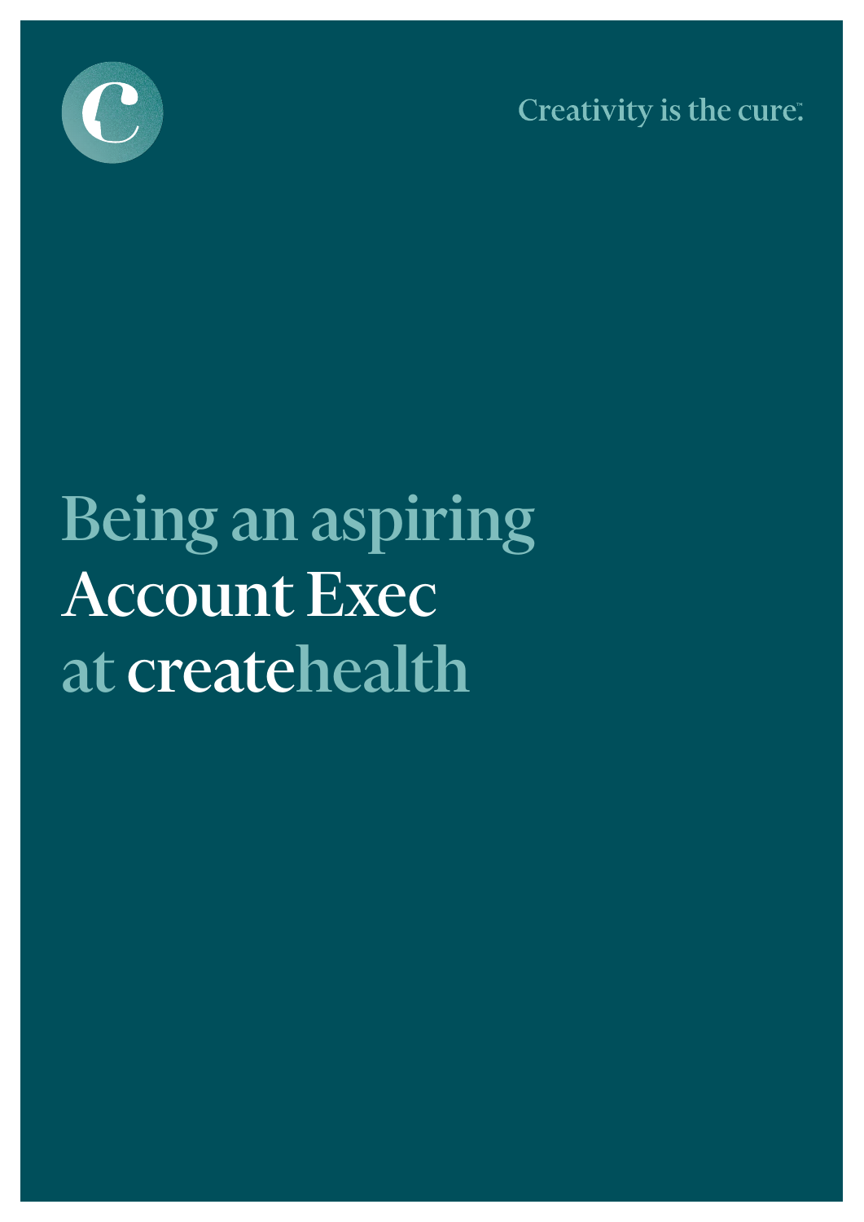Creativity is the cure™

# Being an aspiring Account Exec at createhealth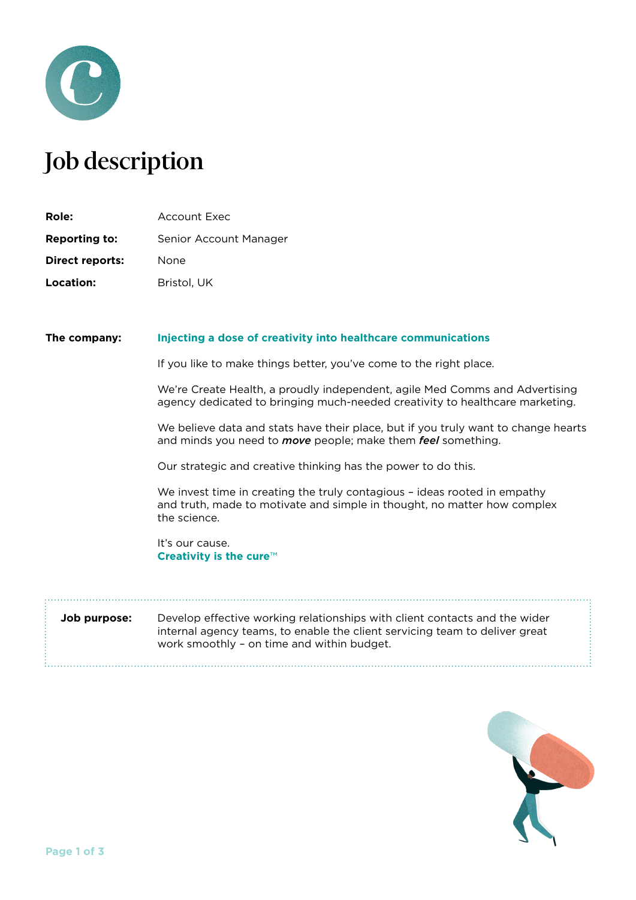# Job description

| | |
|---|---|
| **Role:** | Account Exec |
| **Reporting to:** | Senior Account Manager |
| **Direct reports:** | None |
| **Location:** | Bristol, UK |

**The company:**

**Injecting a dose of creativity into healthcare communications**

If you like to make things better, you've come to the right place.

We're Create Health, a proudly independent, agile Med Comms and Advertising agency dedicated to bringing much-needed creativity to healthcare marketing.

We believe data and stats have their place, but if you truly want to change hearts and minds you need to ***move*** people; make them ***feel*** something.

Our strategic and creative thinking has the power to do this.

We invest time in creating the truly contagious – ideas rooted in empathy and truth, made to motivate and simple in thought, no matter how complex the science.

It's our cause.
**Creativity is the cure™**

**Job purpose:** Develop effective working relationships with client contacts and the wider internal agency teams, to enable the client servicing team to deliver great work smoothly – on time and within budget.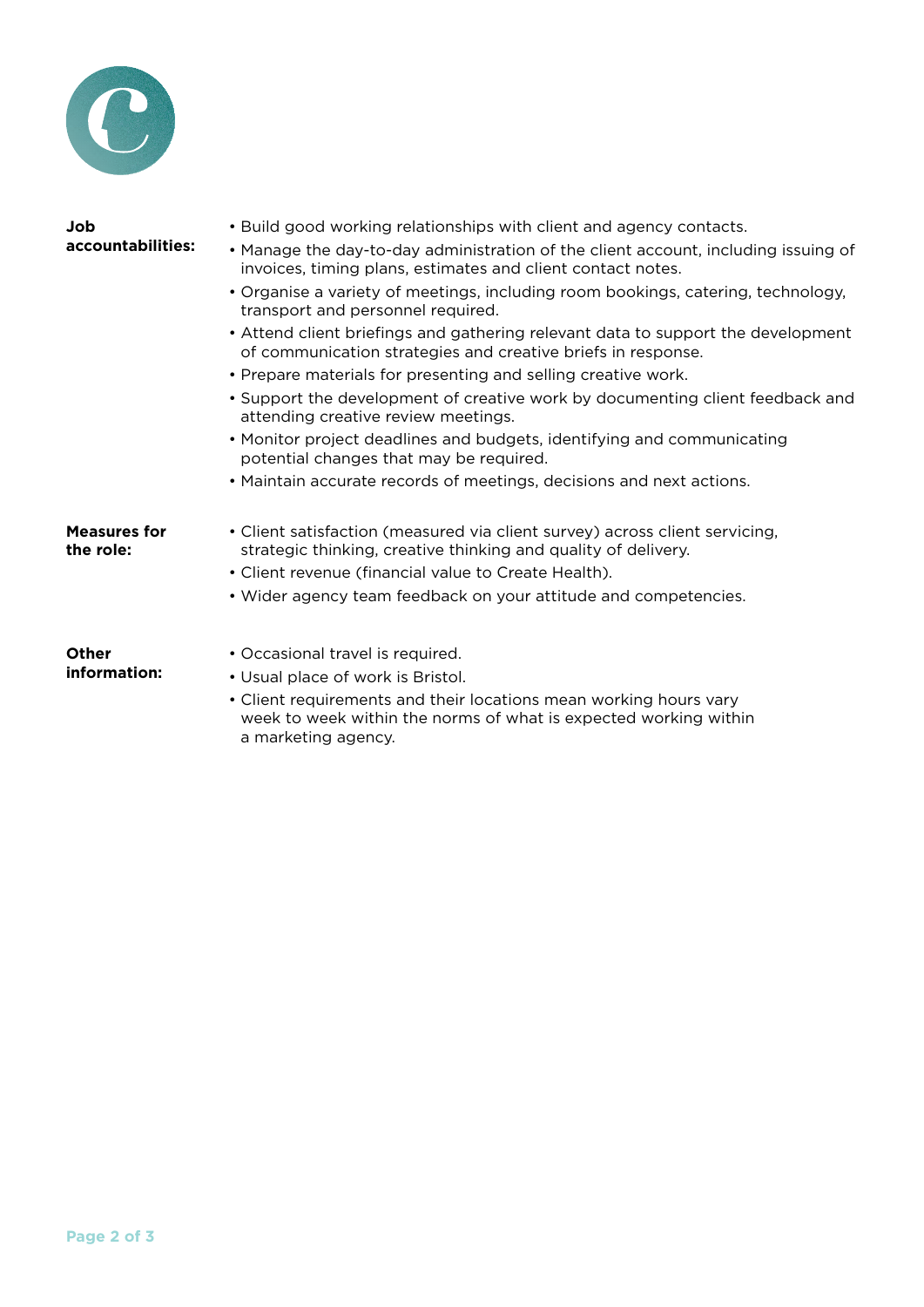**Job accountabilities:**

- Build good working relationships with client and agency contacts.
- Manage the day-to-day administration of the client account, including issuing of invoices, timing plans, estimates and client contact notes.
- Organise a variety of meetings, including room bookings, catering, technology, transport and personnel required.
- Attend client briefings and gathering relevant data to support the development of communication strategies and creative briefs in response.
- Prepare materials for presenting and selling creative work.
- Support the development of creative work by documenting client feedback and attending creative review meetings.
- Monitor project deadlines and budgets, identifying and communicating potential changes that may be required.
- Maintain accurate records of meetings, decisions and next actions.

**Measures for the role:**

- Client satisfaction (measured via client survey) across client servicing, strategic thinking, creative thinking and quality of delivery.
- Client revenue (financial value to Create Health).
- Wider agency team feedback on your attitude and competencies.

**Other information:**

- Occasional travel is required.
- Usual place of work is Bristol.
- Client requirements and their locations mean working hours vary week to week within the norms of what is expected working within a marketing agency.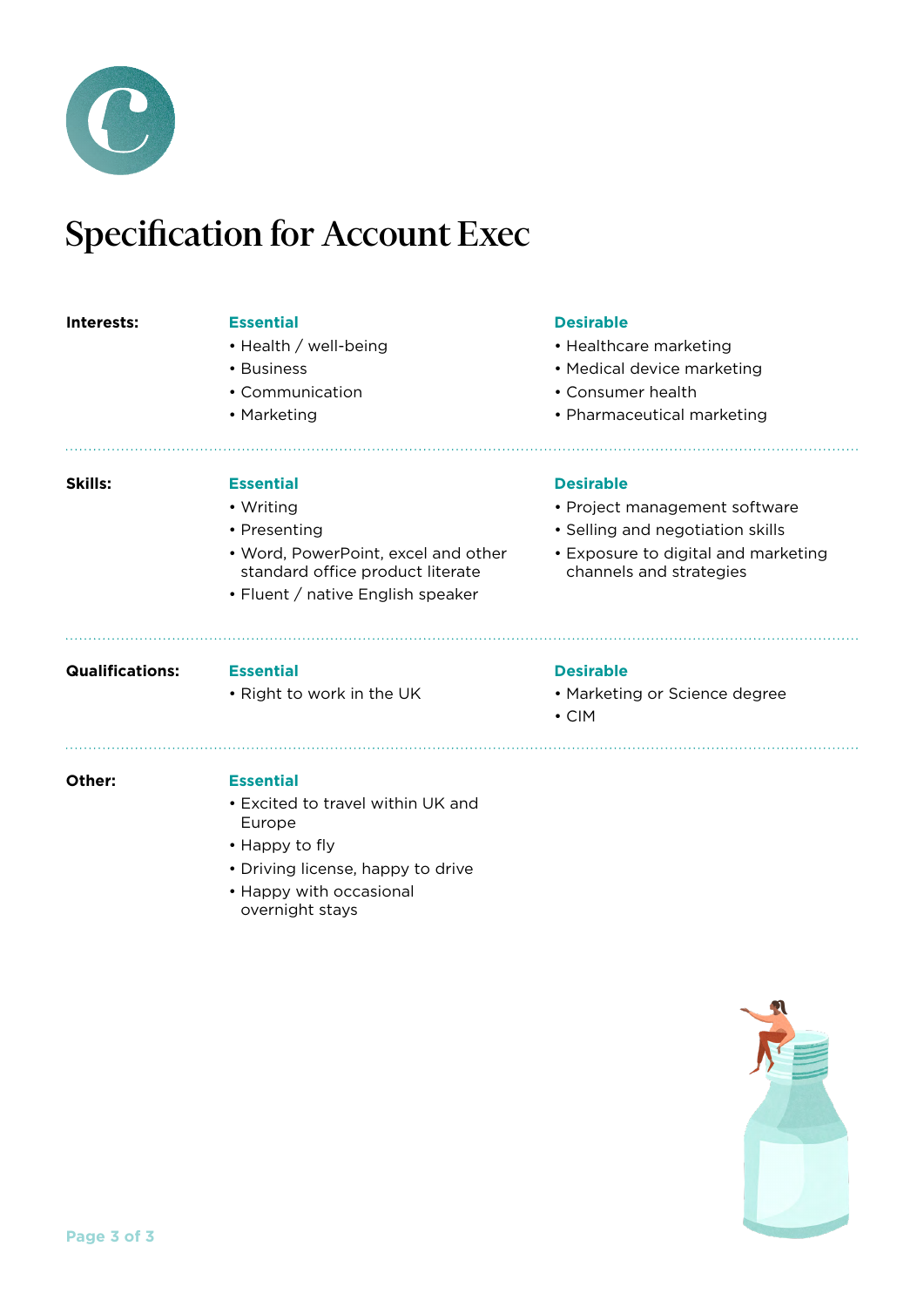# Specification for Account Exec

**Interests:**

**Essential**
- Health / well-being
- Business
- Communication
- Marketing

**Desirable**
- Healthcare marketing
- Medical device marketing
- Consumer health
- Pharmaceutical marketing

**Skills:**

**Essential**
- Writing
- Presenting
- Word, PowerPoint, excel and other standard office product literate
- Fluent / native English speaker

**Desirable**
- Project management software
- Selling and negotiation skills
- Exposure to digital and marketing channels and strategies

**Qualifications:**

**Essential**
- Right to work in the UK

**Desirable**
- Marketing or Science degree
- CIM

**Other:**

**Essential**
- Excited to travel within UK and Europe
- Happy to fly
- Driving license, happy to drive
- Happy with occasional overnight stays